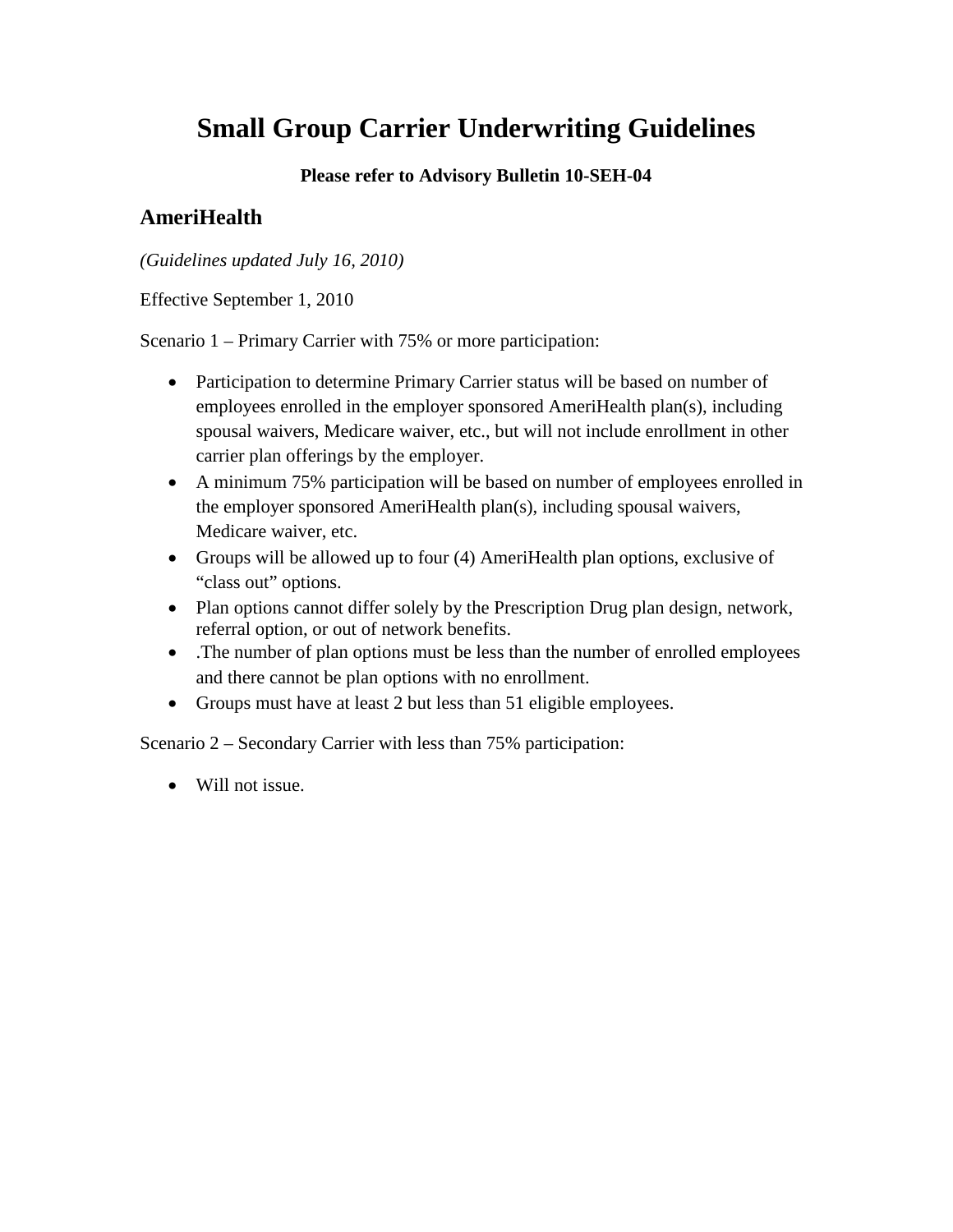# Small Group Carrier Underwriting Guidelines

**Please refer to Advisory Bulletin 10-SEH-04**

## AmeriHealth

*(Guidelines updated July 16, 2010)*

Effective September 1, 2010

Scenario 1 – Primary Carrier with 75% or more participation:

- Participation to determine Primary Carrier status will be based on number of employees enrolled in the employer sponsored AmeriHealth plan(s), including spousal waivers, Medicare waiver, etc., but will not include enrollment in other carrier plan offerings by the employer.
- A minimum 75% participation will be based on number of employees enrolled in the employer sponsored AmeriHealth plan(s), including spousal waivers, Medicare waiver, etc.
- Groups will be allowed up to four (4) AmeriHealth plan options, exclusive of "class out" options.
- Plan options cannot differ solely by the Prescription Drug plan design, network, referral option, or out of network benefits.
- .The number of plan options must be less than the number of enrolled employees and there cannot be plan options with no enrollment.
- Groups must have at least 2 but less than 51 eligible employees.

Scenario 2 – Secondary Carrier with less than 75% participation:

- Will not issue.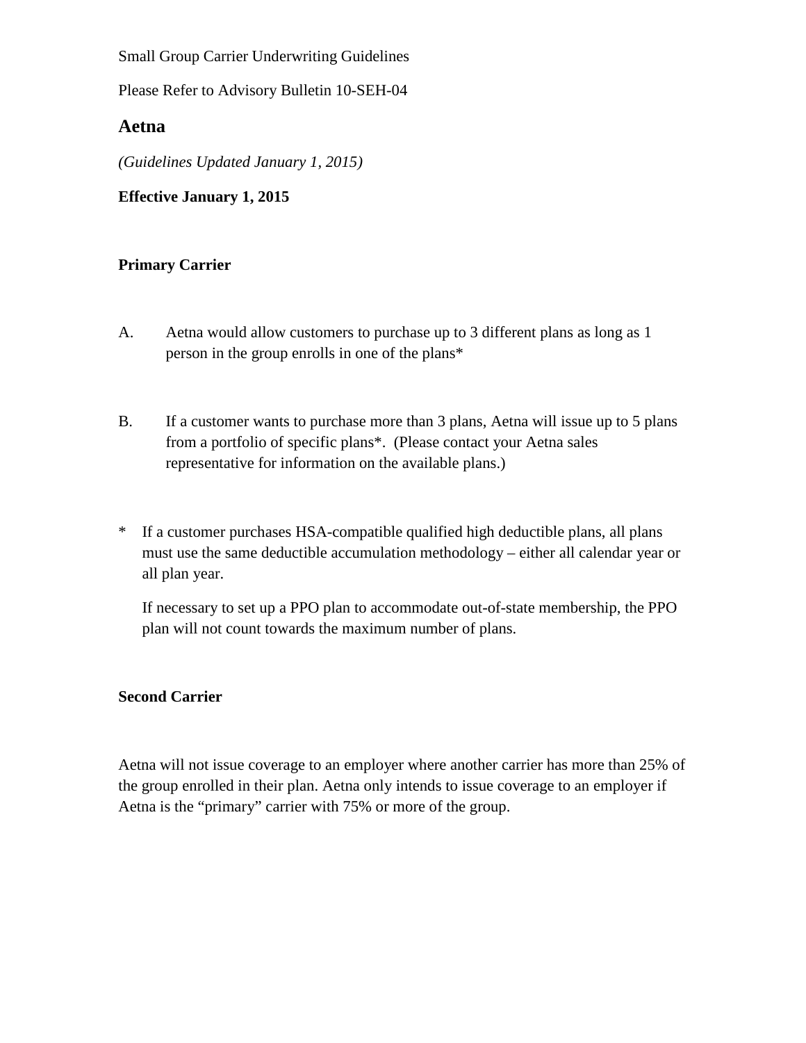Small Group Carrier Underwriting Guidelines

Please Refer to Advisory Bulletin 10-SEH-04

## Aetna

*(Guidelines Updated January 1, 2015)*

**Effective January 1, 2015**

**Primary Carrier**

A. Aetna would allow customers to purchase up to 3 different plans as long as 1 person in the group enrolls in one of the plans*

B. If a customer wants to purchase more than 3 plans, Aetna will issue up to 5 plans from a portfolio of specific plans*. (Please contact your Aetna sales representative for information on the available plans.)

\* If a customer purchases HSA-compatible qualified high deductible plans, all plans must use the same deductible accumulation methodology – either all calendar year or all plan year.

If necessary to set up a PPO plan to accommodate out-of-state membership, the PPO plan will not count towards the maximum number of plans.

**Second Carrier**

Aetna will not issue coverage to an employer where another carrier has more than 25% of the group enrolled in their plan. Aetna only intends to issue coverage to an employer if Aetna is the "primary" carrier with 75% or more of the group.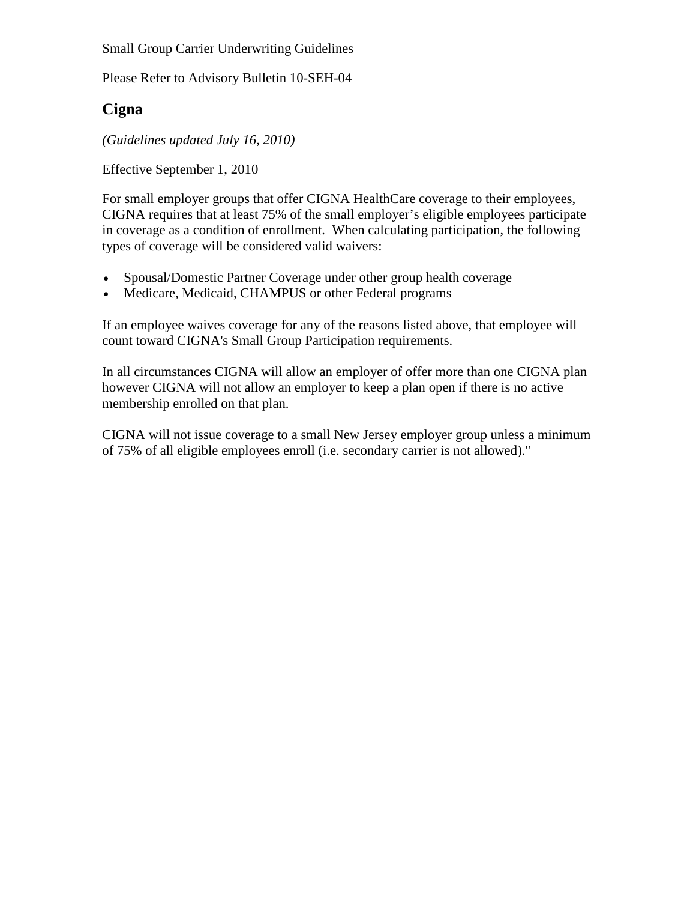Small Group Carrier Underwriting Guidelines

Please Refer to Advisory Bulletin 10-SEH-04

## Cigna

*(Guidelines updated July 16, 2010)*

Effective September 1, 2010

For small employer groups that offer CIGNA HealthCare coverage to their employees, CIGNA requires that at least 75% of the small employer's eligible employees participate in coverage as a condition of enrollment. When calculating participation, the following types of coverage will be considered valid waivers:

- Spousal/Domestic Partner Coverage under other group health coverage
- Medicare, Medicaid, CHAMPUS or other Federal programs

If an employee waives coverage for any of the reasons listed above, that employee will count toward CIGNA's Small Group Participation requirements.

In all circumstances CIGNA will allow an employer of offer more than one CIGNA plan however CIGNA will not allow an employer to keep a plan open if there is no active membership enrolled on that plan.

CIGNA will not issue coverage to a small New Jersey employer group unless a minimum of 75% of all eligible employees enroll (i.e. secondary carrier is not allowed)."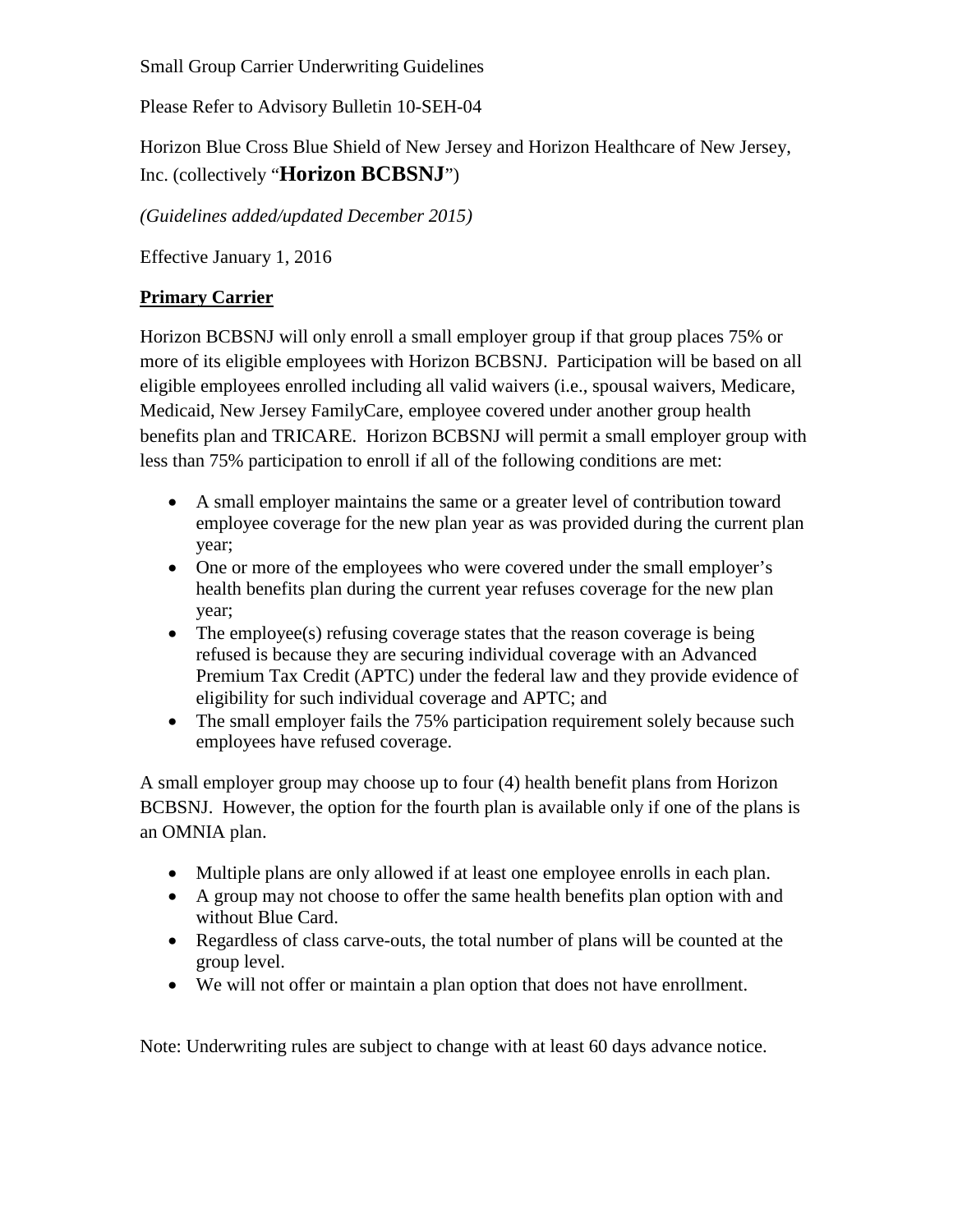Small Group Carrier Underwriting Guidelines

Please Refer to Advisory Bulletin 10-SEH-04

Horizon Blue Cross Blue Shield of New Jersey and Horizon Healthcare of New Jersey, Inc. (collectively "**Horizon BCBSNJ**")

*(Guidelines added/updated December 2015)*

Effective January 1, 2016

## Primary Carrier

Horizon BCBSNJ will only enroll a small employer group if that group places 75% or more of its eligible employees with Horizon BCBSNJ. Participation will be based on all eligible employees enrolled including all valid waivers (i.e., spousal waivers, Medicare, Medicaid, New Jersey FamilyCare, employee covered under another group health benefits plan and TRICARE. Horizon BCBSNJ will permit a small employer group with less than 75% participation to enroll if all of the following conditions are met:

- A small employer maintains the same or a greater level of contribution toward employee coverage for the new plan year as was provided during the current plan year;
- One or more of the employees who were covered under the small employer's health benefits plan during the current year refuses coverage for the new plan year;
- The employee(s) refusing coverage states that the reason coverage is being refused is because they are securing individual coverage with an Advanced Premium Tax Credit (APTC) under the federal law and they provide evidence of eligibility for such individual coverage and APTC; and
- The small employer fails the 75% participation requirement solely because such employees have refused coverage.

A small employer group may choose up to four (4) health benefit plans from Horizon BCBSNJ. However, the option for the fourth plan is available only if one of the plans is an OMNIA plan.

- Multiple plans are only allowed if at least one employee enrolls in each plan.
- A group may not choose to offer the same health benefits plan option with and without Blue Card.
- Regardless of class carve-outs, the total number of plans will be counted at the group level.
- We will not offer or maintain a plan option that does not have enrollment.

Note: Underwriting rules are subject to change with at least 60 days advance notice.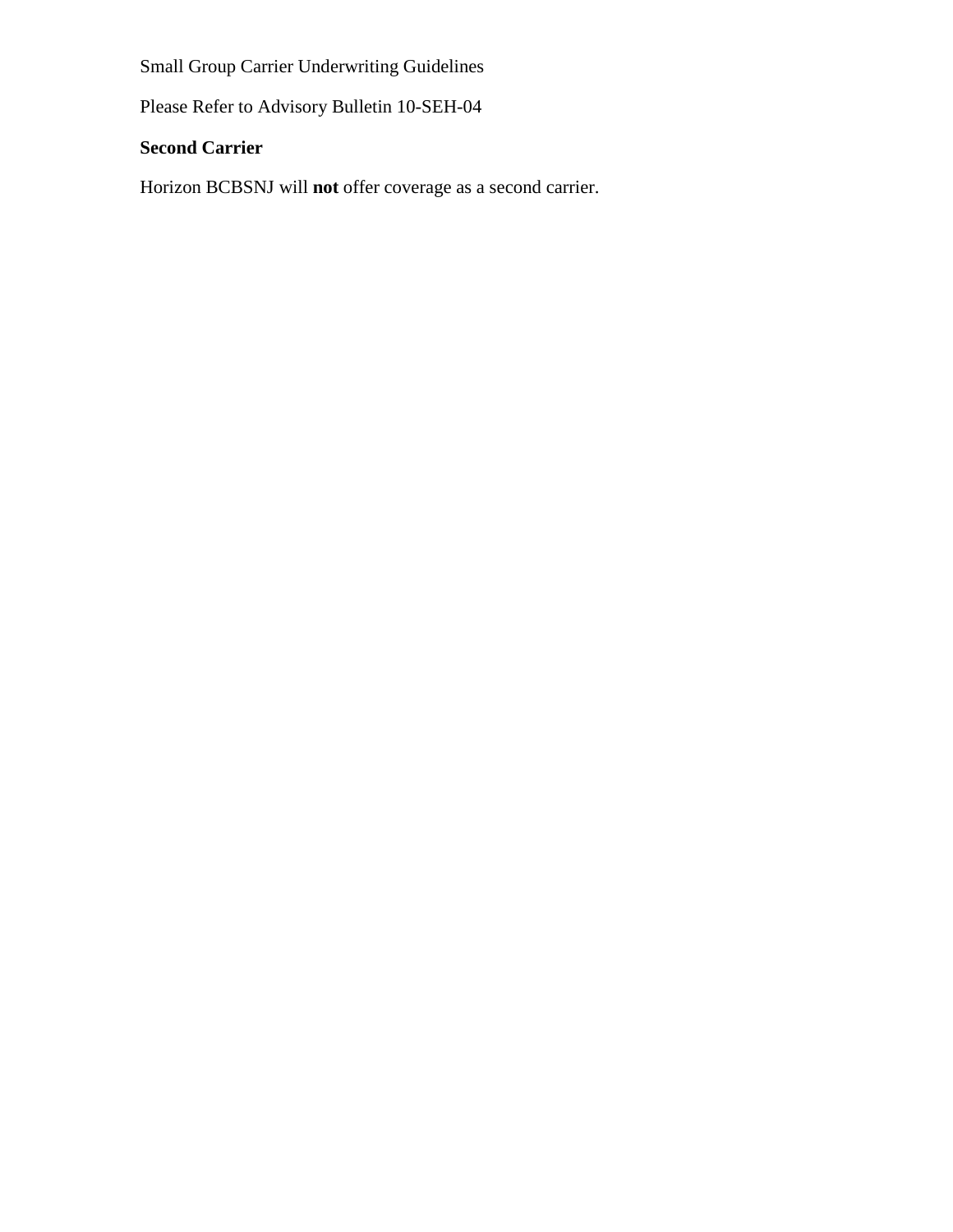Small Group Carrier Underwriting Guidelines

Please Refer to Advisory Bulletin 10-SEH-04

**Second Carrier**

Horizon BCBSNJ will **not** offer coverage as a second carrier.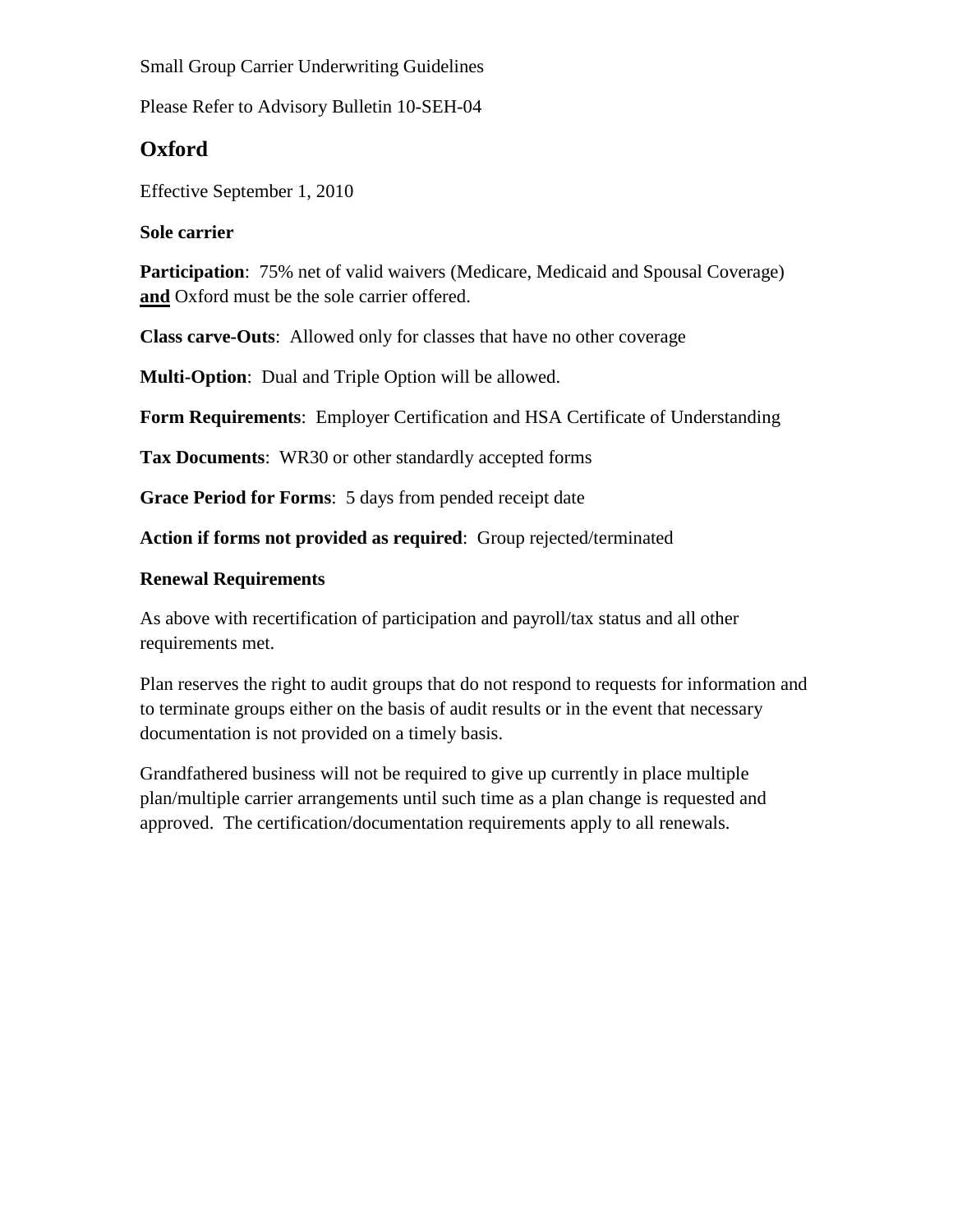Small Group Carrier Underwriting Guidelines

Please Refer to Advisory Bulletin 10-SEH-04

## Oxford

Effective September 1, 2010

**Sole carrier**

**Participation**: 75% net of valid waivers (Medicare, Medicaid and Spousal Coverage) **and** Oxford must be the sole carrier offered.

**Class carve-Outs**: Allowed only for classes that have no other coverage

**Multi-Option**: Dual and Triple Option will be allowed.

**Form Requirements**: Employer Certification and HSA Certificate of Understanding

**Tax Documents**: WR30 or other standardly accepted forms

**Grace Period for Forms**: 5 days from pended receipt date

**Action if forms not provided as required**: Group rejected/terminated

**Renewal Requirements**

As above with recertification of participation and payroll/tax status and all other requirements met.

Plan reserves the right to audit groups that do not respond to requests for information and to terminate groups either on the basis of audit results or in the event that necessary documentation is not provided on a timely basis.

Grandfathered business will not be required to give up currently in place multiple plan/multiple carrier arrangements until such time as a plan change is requested and approved. The certification/documentation requirements apply to all renewals.